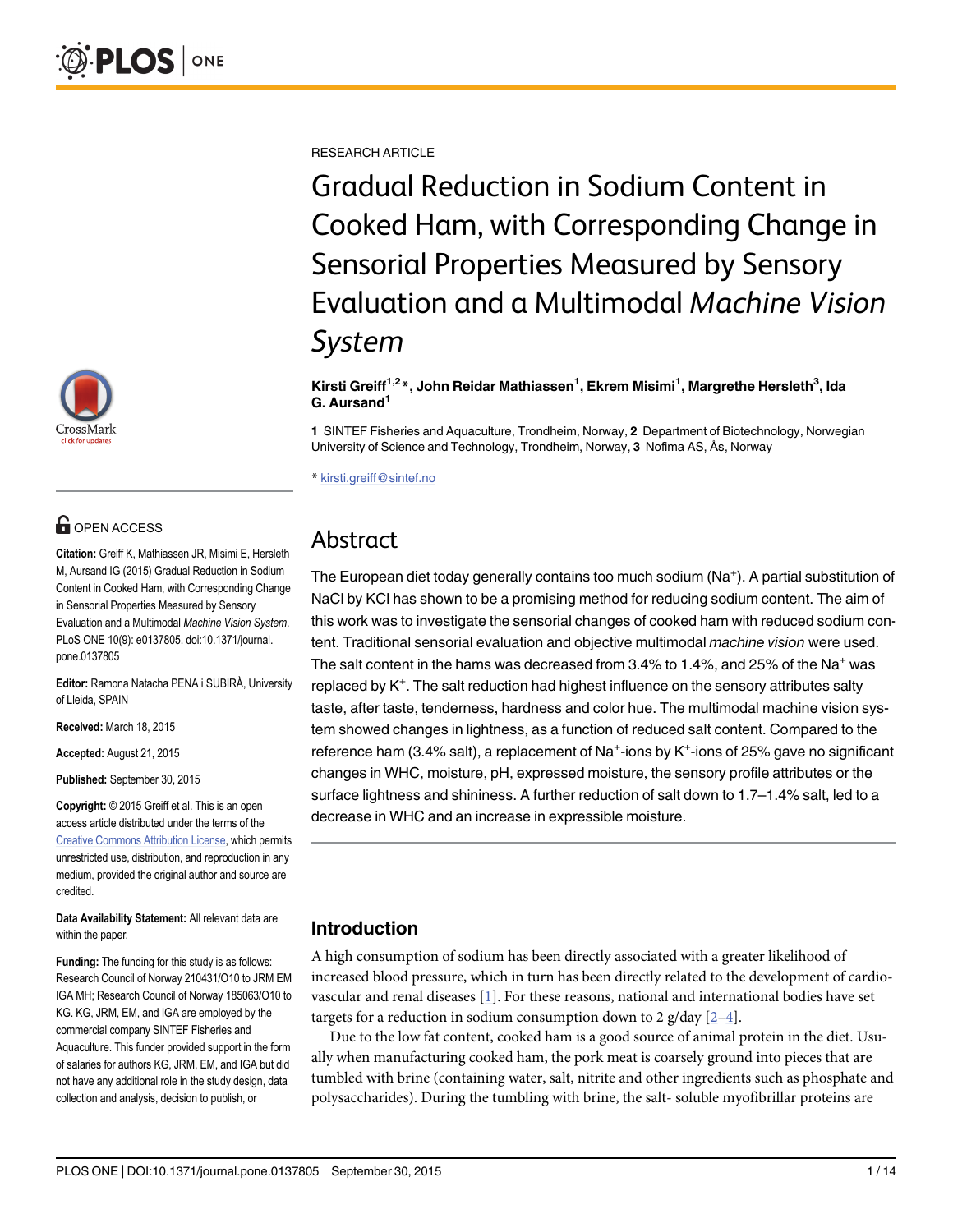RESEARCH ARTICLE

# Gradual Reduction in Sodium Content in Cooked Ham, with Corresponding Change in Sensorial Properties Measured by Sensory Evaluation and a Multimodal *Machine Vision System*

**Kirsti Greiff[1,2]*, John Reidar Mathiassen[1], Ekrem Misimi[1], Margrethe Hersleth[3], Ida G. Aursand[1]**

**1** SINTEF Fisheries and Aquaculture, Trondheim, Norway, **2** Department of Biotechnology, Norwegian University of Science and Technology, Trondheim, Norway, **3** Nofima AS, Ås, Norway

* kirsti.greiff@sintef.no

**OPEN ACCESS**

**Citation:** Greiff K, Mathiassen JR, Misimi E, Hersleth M, Aursand IG (2015) Gradual Reduction in Sodium Content in Cooked Ham, with Corresponding Change in Sensorial Properties Measured by Sensory Evaluation and a Multimodal *Machine Vision System*. PLoS ONE 10(9): e0137805. doi:10.1371/journal.pone.0137805

**Editor:** Ramona Natacha PENA i SUBIRÀ, University of Lleida, SPAIN

**Received:** March 18, 2015

**Accepted:** August 21, 2015

**Published:** September 30, 2015

**Copyright:** © 2015 Greiff et al. This is an open access article distributed under the terms of the Creative Commons Attribution License, which permits unrestricted use, distribution, and reproduction in any medium, provided the original author and source are credited.

**Data Availability Statement:** All relevant data are within the paper.

**Funding:** The funding for this study is as follows: Research Council of Norway 210431/O10 to JRM EM IGA MH; Research Council of Norway 185063/O10 to KG. KG, JRM, EM, and IGA are employed by the commercial company SINTEF Fisheries and Aquaculture. This funder provided support in the form of salaries for authors KG, JRM, EM, and IGA but did not have any additional role in the study design, data collection and analysis, decision to publish, or

## Abstract

The European diet today generally contains too much sodium ($Na^+$). A partial substitution of NaCl by KCl has shown to be a promising method for reducing sodium content. The aim of this work was to investigate the sensorial changes of cooked ham with reduced sodium content. Traditional sensorial evaluation and objective multimodal *machine vision* were used. The salt content in the hams was decreased from 3.4% to 1.4%, and 25% of the $Na^+$ was replaced by $K^+$. The salt reduction had highest influence on the sensory attributes salty taste, after taste, tenderness, hardness and color hue. The multimodal machine vision system showed changes in lightness, as a function of reduced salt content. Compared to the reference ham (3.4% salt), a replacement of $Na^+$-ions by $K^+$-ions of 25% gave no significant changes in WHC, moisture, pH, expressed moisture, the sensory profile attributes or the surface lightness and shininess. A further reduction of salt down to 1.7–1.4% salt, led to a decrease in WHC and an increase in expressible moisture.

## Introduction

A high consumption of sodium has been directly associated with a greater likelihood of increased blood pressure, which in turn has been directly related to the development of cardiovascular and renal diseases [1]. For these reasons, national and international bodies have set targets for a reduction in sodium consumption down to 2 g/day [2–4].

Due to the low fat content, cooked ham is a good source of animal protein in the diet. Usually when manufacturing cooked ham, the pork meat is coarsely ground into pieces that are tumbled with brine (containing water, salt, nitrite and other ingredients such as phosphate and polysaccharides). During the tumbling with brine, the salt- soluble myofibrillar proteins are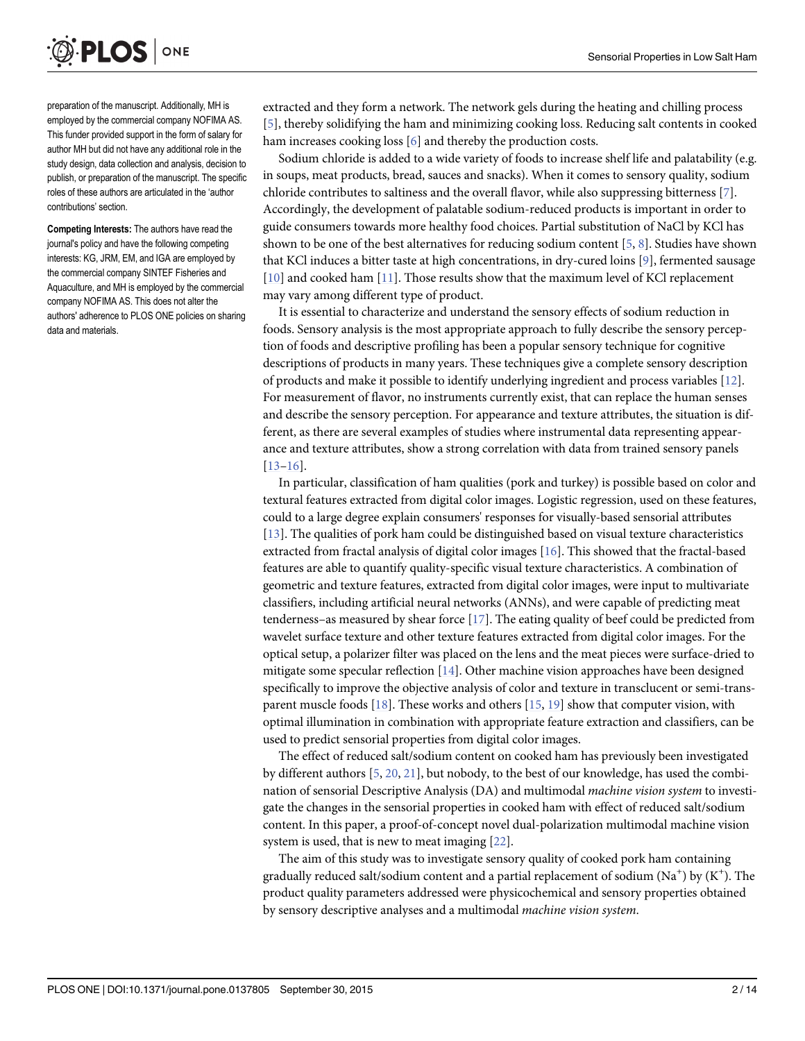preparation of the manuscript. Additionally, MH is employed by the commercial company NOFIMA AS. This funder provided support in the form of salary for author MH but did not have any additional role in the study design, data collection and analysis, decision to publish, or preparation of the manuscript. The specific roles of these authors are articulated in the 'author contributions' section.

**Competing Interests:** The authors have read the journal's policy and have the following competing interests: KG, JRM, EM, and IGA are employed by the commercial company SINTEF Fisheries and Aquaculture, and MH is employed by the commercial company NOFIMA AS. This does not alter the authors' adherence to PLOS ONE policies on sharing data and materials.

extracted and they form a network. The network gels during the heating and chilling process [5], thereby solidifying the ham and minimizing cooking loss. Reducing salt contents in cooked ham increases cooking loss [6] and thereby the production costs.

Sodium chloride is added to a wide variety of foods to increase shelf life and palatability (e.g. in soups, meat products, bread, sauces and snacks). When it comes to sensory quality, sodium chloride contributes to saltiness and the overall flavor, while also suppressing bitterness [7]. Accordingly, the development of palatable sodium-reduced products is important in order to guide consumers towards more healthy food choices. Partial substitution of NaCl by KCl has shown to be one of the best alternatives for reducing sodium content [5, 8]. Studies have shown that KCl induces a bitter taste at high concentrations, in dry-cured loins [9], fermented sausage [10] and cooked ham [11]. Those results show that the maximum level of KCl replacement may vary among different type of product.

It is essential to characterize and understand the sensory effects of sodium reduction in foods. Sensory analysis is the most appropriate approach to fully describe the sensory perception of foods and descriptive profiling has been a popular sensory technique for cognitive descriptions of products in many years. These techniques give a complete sensory description of products and make it possible to identify underlying ingredient and process variables [12]. For measurement of flavor, no instruments currently exist, that can replace the human senses and describe the sensory perception. For appearance and texture attributes, the situation is different, as there are several examples of studies where instrumental data representing appearance and texture attributes, show a strong correlation with data from trained sensory panels [13–16].

In particular, classification of ham qualities (pork and turkey) is possible based on color and textural features extracted from digital color images. Logistic regression, used on these features, could to a large degree explain consumers' responses for visually-based sensorial attributes [13]. The qualities of pork ham could be distinguished based on visual texture characteristics extracted from fractal analysis of digital color images [16]. This showed that the fractal-based features are able to quantify quality-specific visual texture characteristics. A combination of geometric and texture features, extracted from digital color images, were input to multivariate classifiers, including artificial neural networks (ANNs), and were capable of predicting meat tenderness–as measured by shear force [17]. The eating quality of beef could be predicted from wavelet surface texture and other texture features extracted from digital color images. For the optical setup, a polarizer filter was placed on the lens and the meat pieces were surface-dried to mitigate some specular reflection [14]. Other machine vision approaches have been designed specifically to improve the objective analysis of color and texture in transclucent or semi-transparent muscle foods [18]. These works and others [15, 19] show that computer vision, with optimal illumination in combination with appropriate feature extraction and classifiers, can be used to predict sensorial properties from digital color images.

The effect of reduced salt/sodium content on cooked ham has previously been investigated by different authors [5, 20, 21], but nobody, to the best of our knowledge, has used the combination of sensorial Descriptive Analysis (DA) and multimodal *machine vision system* to investigate the changes in the sensorial properties in cooked ham with effect of reduced salt/sodium content. In this paper, a proof-of-concept novel dual-polarization multimodal machine vision system is used, that is new to meat imaging [22].

The aim of this study was to investigate sensory quality of cooked pork ham containing gradually reduced salt/sodium content and a partial replacement of sodium ($Na^{+}$) by ($K^{+}$). The product quality parameters addressed were physicochemical and sensory properties obtained by sensory descriptive analyses and a multimodal *machine vision system*.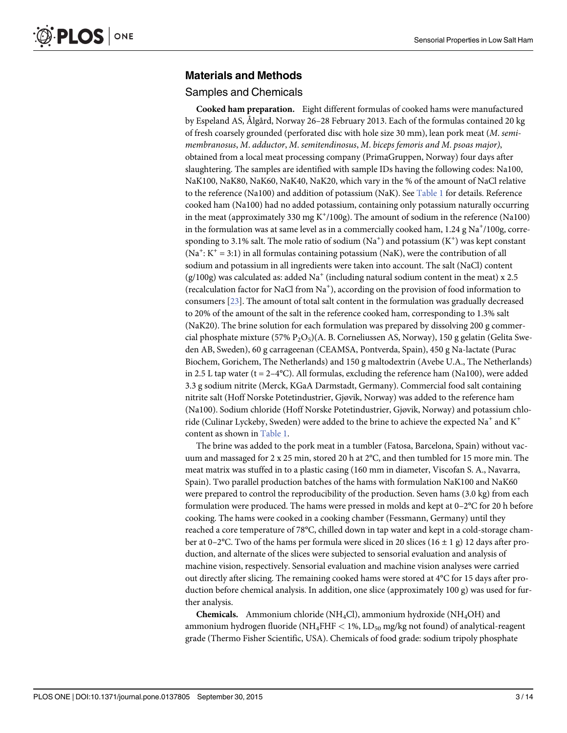## Materials and Methods

### Samples and Chemicals

**Cooked ham preparation.** Eight different formulas of cooked hams were manufactured by Espeland AS, Ålgård, Norway 26–28 February 2013. Each of the formulas contained 20 kg of fresh coarsely grounded (perforated disc with hole size 30 mm), lean pork meat (*M. semimembranosus*, *M. adductor*, *M. semitendinosus*, *M. biceps femoris and M. psoas major)*, obtained from a local meat processing company (PrimaGruppen, Norway) four days after slaughtering. The samples are identified with sample IDs having the following codes: Na100, NaK100, NaK80, NaK60, NaK40, NaK20, which vary in the % of the amount of NaCl relative to the reference (Na100) and addition of potassium (NaK). See Table 1 for details. Reference cooked ham (Na100) had no added potassium, containing only potassium naturally occurring in the meat (approximately 330 mg $K^+$/100g). The amount of sodium in the reference (Na100) in the formulation was at same level as in a commercially cooked ham, 1.24 g $Na^+$/100g, corresponding to 3.1% salt. The mole ratio of sodium ($Na^+$) and potassium ($K^+$) was kept constant ($Na^+$: $K^+$ = 3:1) in all formulas containing potassium (NaK), were the contribution of all sodium and potassium in all ingredients were taken into account. The salt (NaCl) content (g/100g) was calculated as: added $Na^+$ (including natural sodium content in the meat) x 2.5 (recalculation factor for NaCl from $Na^+$), according on the provision of food information to consumers [23]. The amount of total salt content in the formulation was gradually decreased to 20% of the amount of the salt in the reference cooked ham, corresponding to 1.3% salt (NaK20). The brine solution for each formulation was prepared by dissolving 200 g commercial phosphate mixture (57% $P_2O_5$)(A. B. Corneliussen AS, Norway), 150 g gelatin (Gelita Sweden AB, Sweden), 60 g carrageenan (CEAMSA, Pontverda, Spain), 450 g Na-lactate (Purac Biochem, Gorichem, The Netherlands) and 150 g maltodextrin (Avebe U.A., The Netherlands) in 2.5 L tap water (t = 2–4°C). All formulas, excluding the reference ham (Na100), were added 3.3 g sodium nitrite (Merck, KGaA Darmstadt, Germany). Commercial food salt containing nitrite salt (Hoff Norske Potetindustrier, Gjøvik, Norway) was added to the reference ham (Na100). Sodium chloride (Hoff Norske Potetindustrier, Gjøvik, Norway) and potassium chloride (Culinar Lyckeby, Sweden) were added to the brine to achieve the expected $Na^+$ and $K^+$ content as shown in Table 1.

The brine was added to the pork meat in a tumbler (Fatosa, Barcelona, Spain) without vacuum and massaged for 2 x 25 min, stored 20 h at 2°C, and then tumbled for 15 more min. The meat matrix was stuffed in to a plastic casing (160 mm in diameter, Viscofan S. A., Navarra, Spain). Two parallel production batches of the hams with formulation NaK100 and NaK60 were prepared to control the reproducibility of the production. Seven hams (3.0 kg) from each formulation were produced. The hams were pressed in molds and kept at 0–2°C for 20 h before cooking. The hams were cooked in a cooking chamber (Fessmann, Germany) until they reached a core temperature of 78°C, chilled down in tap water and kept in a cold-storage chamber at 0–2°C. Two of the hams per formula were sliced in 20 slices (16 ± 1 g) 12 days after production, and alternate of the slices were subjected to sensorial evaluation and analysis of machine vision, respectively. Sensorial evaluation and machine vision analyses were carried out directly after slicing. The remaining cooked hams were stored at 4°C for 15 days after production before chemical analysis. In addition, one slice (approximately 100 g) was used for further analysis.

**Chemicals.** Ammonium chloride ($NH_4Cl$), ammonium hydroxide ($NH_4OH$) and ammonium hydrogen fluoride ($NH_4FHF$ < 1%, $LD_{50}$ mg/kg not found) of analytical-reagent grade (Thermo Fisher Scientific, USA). Chemicals of food grade: sodium tripoly phosphate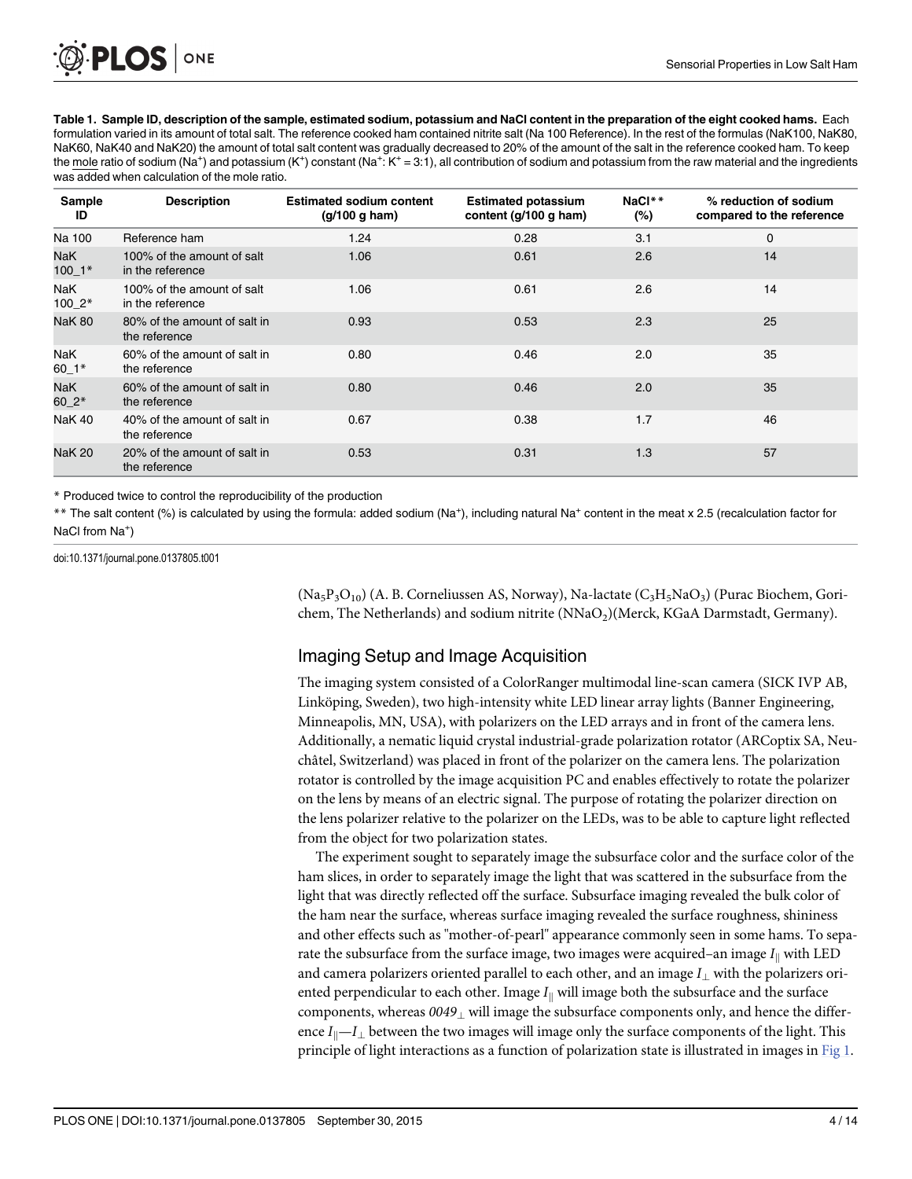**Table 1. Sample ID, description of the sample, estimated sodium, potassium and NaCl content in the preparation of the eight cooked hams.** Each formulation varied in its amount of total salt. The reference cooked ham contained nitrite salt (Na 100 Reference). In the rest of the formulas (NaK100, NaK80, NaK60, NaK40 and NaK20) the amount of total salt content was gradually decreased to 20% of the amount of the salt in the reference cooked ham. To keep the mole ratio of sodium ($Na^+$) and potassium ($K^+$) constant ($Na^+$: $K^+$ = 3:1), all contribution of sodium and potassium from the raw material and the ingredients was added when calculation of the mole ratio.

| Sample ID | Description | Estimated sodium content (g/100 g ham) | Estimated potassium content (g/100 g ham) | NaCl** (%) | % reduction of sodium compared to the reference |
|---|---|---|---|---|---|
| Na 100 | Reference ham | 1.24 | 0.28 | 3.1 | 0 |
| NaK 100_1* | 100% of the amount of salt in the reference | 1.06 | 0.61 | 2.6 | 14 |
| NaK 100_2* | 100% of the amount of salt in the reference | 1.06 | 0.61 | 2.6 | 14 |
| NaK 80 | 80% of the amount of salt in the reference | 0.93 | 0.53 | 2.3 | 25 |
| NaK 60_1* | 60% of the amount of salt in the reference | 0.80 | 0.46 | 2.0 | 35 |
| NaK 60_2* | 60% of the amount of salt in the reference | 0.80 | 0.46 | 2.0 | 35 |
| NaK 40 | 40% of the amount of salt in the reference | 0.67 | 0.38 | 1.7 | 46 |
| NaK 20 | 20% of the amount of salt in the reference | 0.53 | 0.31 | 1.3 | 57 |

* Produced twice to control the reproducibility of the production

** The salt content (%) is calculated by using the formula: added sodium ($Na^+$), including natural $Na^+$ content in the meat x 2.5 (recalculation factor for NaCl from $Na^+$)

doi:10.1371/journal.pone.0137805.t001

($Na_5P_3O_{10}$) (A. B. Corneliussen AS, Norway), Na-lactate ($C_3H_5NaO_3$) (Purac Biochem, Gorichem, The Netherlands) and sodium nitrite ($NNaO_2$)(Merck, KGaA Darmstadt, Germany).

## Imaging Setup and Image Acquisition

The imaging system consisted of a ColorRanger multimodal line-scan camera (SICK IVP AB, Linköping, Sweden), two high-intensity white LED linear array lights (Banner Engineering, Minneapolis, MN, USA), with polarizers on the LED arrays and in front of the camera lens. Additionally, a nematic liquid crystal industrial-grade polarization rotator (ARCoptix SA, Neuchâtel, Switzerland) was placed in front of the polarizer on the camera lens. The polarization rotator is controlled by the image acquisition PC and enables effectively to rotate the polarizer on the lens by means of an electric signal. The purpose of rotating the polarizer direction on the lens polarizer relative to the polarizer on the LEDs, was to be able to capture light reflected from the object for two polarization states.

The experiment sought to separately image the subsurface color and the surface color of the ham slices, in order to separately image the light that was scattered in the subsurface from the light that was directly reflected off the surface. Subsurface imaging revealed the bulk color of the ham near the surface, whereas surface imaging revealed the surface roughness, shininess and other effects such as "mother-of-pearl" appearance commonly seen in some hams. To separate the subsurface from the surface image, two images were acquired–an image $I_{\parallel}$ with LED and camera polarizers oriented parallel to each other, and an image $I_{\perp}$ with the polarizers oriented perpendicular to each other. Image $I_{\parallel}$ will image both the subsurface and the surface components, whereas $0049_{\perp}$ will image the subsurface components only, and hence the difference $I_{\parallel}$—$I_{\perp}$ between the two images will image only the surface components of the light. This principle of light interactions as a function of polarization state is illustrated in images in Fig 1.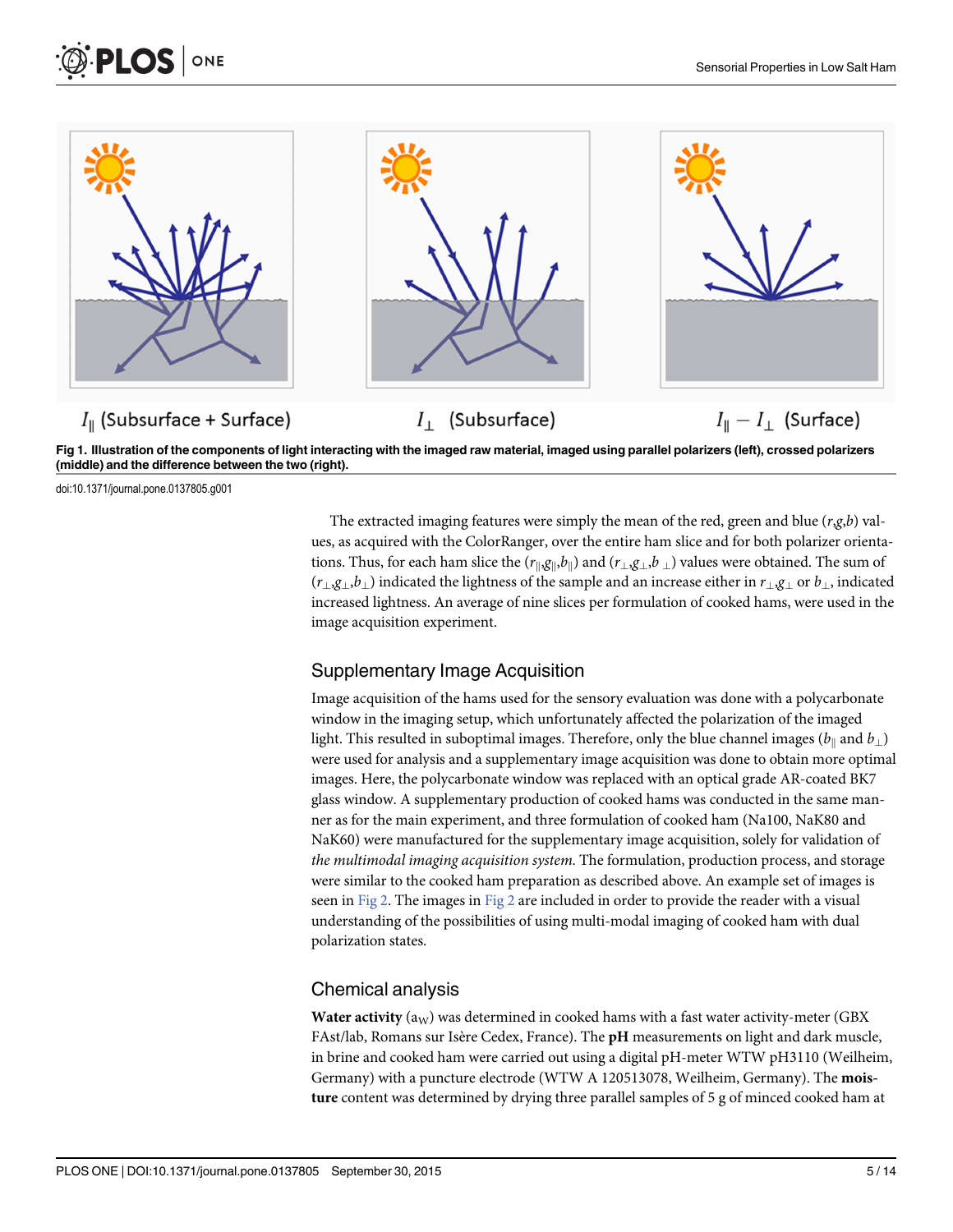$I_{\parallel}$ (Subsurface + Surface)    $I_{\perp}$ (Subsurface)    $I_{\parallel} - I_{\perp}$ (Surface)

**Fig 1. Illustration of the components of light interacting with the imaged raw material, imaged using parallel polarizers (left), crossed polarizers (middle) and the difference between the two (right).**

doi:10.1371/journal.pone.0137805.g001

The extracted imaging features were simply the mean of the red, green and blue ($r$,$g$,$b$) values, as acquired with the ColorRanger, over the entire ham slice and for both polarizer orientations. Thus, for each ham slice the ($r_{\parallel}$,$g_{\parallel}$,$b_{\parallel}$) and ($r_{\perp}$,$g_{\perp}$,$b_{\perp}$) values were obtained. The sum of ($r_{\perp}$,$g_{\perp}$,$b_{\perp}$) indicated the lightness of the sample and an increase either in $r_{\perp}$,$g_{\perp}$ or $b_{\perp}$, indicated increased lightness. An average of nine slices per formulation of cooked hams, were used in the image acquisition experiment.

## Supplementary Image Acquisition

Image acquisition of the hams used for the sensory evaluation was done with a polycarbonate window in the imaging setup, which unfortunately affected the polarization of the imaged light. This resulted in suboptimal images. Therefore, only the blue channel images ($b_{\parallel}$ and $b_{\perp}$) were used for analysis and a supplementary image acquisition was done to obtain more optimal images. Here, the polycarbonate window was replaced with an optical grade AR-coated BK7 glass window. A supplementary production of cooked hams was conducted in the same manner as for the main experiment, and three formulation of cooked ham (Na100, NaK80 and NaK60) were manufactured for the supplementary image acquisition, solely for validation of *the multimodal imaging acquisition system*. The formulation, production process, and storage were similar to the cooked ham preparation as described above. An example set of images is seen in Fig 2. The images in Fig 2 are included in order to provide the reader with a visual understanding of the possibilities of using multi-modal imaging of cooked ham with dual polarization states.

## Chemical analysis

**Water activity** ($a_W$) was determined in cooked hams with a fast water activity-meter (GBX FAst/lab, Romans sur Isère Cedex, France). The **pH** measurements on light and dark muscle, in brine and cooked ham were carried out using a digital pH-meter WTW pH3110 (Weilheim, Germany) with a puncture electrode (WTW A 120513078, Weilheim, Germany). The **moisture** content was determined by drying three parallel samples of 5 g of minced cooked ham at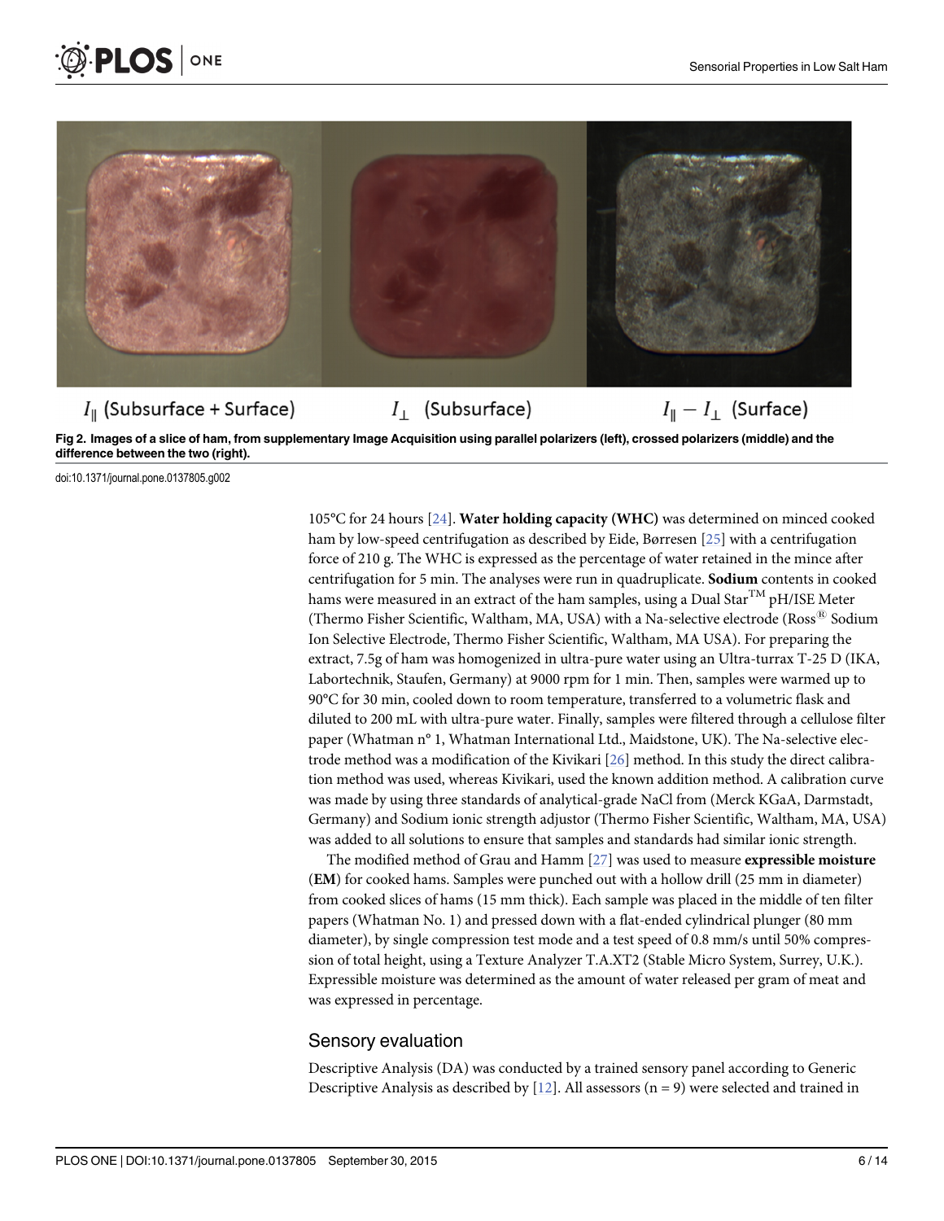$I_{\parallel}$ (Subsurface + Surface) $I_{\perp}$ (Subsurface) $I_{\parallel} - I_{\perp}$ (Surface)

**Fig 2. Images of a slice of ham, from supplementary Image Acquisition using parallel polarizers (left), crossed polarizers (middle) and the difference between the two (right).**

doi:10.1371/journal.pone.0137805.g002

105°C for 24 hours [24]. **Water holding capacity (WHC)** was determined on minced cooked ham by low-speed centrifugation as described by Eide, Børresen [25] with a centrifugation force of 210 g. The WHC is expressed as the percentage of water retained in the mince after centrifugation for 5 min. The analyses were run in quadruplicate. **Sodium** contents in cooked hams were measured in an extract of the ham samples, using a Dual Star$^{TM}$ pH/ISE Meter (Thermo Fisher Scientific, Waltham, MA, USA) with a Na-selective electrode (Ross$^{®}$ Sodium Ion Selective Electrode, Thermo Fisher Scientific, Waltham, MA USA). For preparing the extract, 7.5g of ham was homogenized in ultra-pure water using an Ultra-turrax T-25 D (IKA, Labortechnik, Staufen, Germany) at 9000 rpm for 1 min. Then, samples were warmed up to 90°C for 30 min, cooled down to room temperature, transferred to a volumetric flask and diluted to 200 mL with ultra-pure water. Finally, samples were filtered through a cellulose filter paper (Whatman n° 1, Whatman International Ltd., Maidstone, UK). The Na-selective electrode method was a modification of the Kivikari [26] method. In this study the direct calibration method was used, whereas Kivikari, used the known addition method. A calibration curve was made by using three standards of analytical-grade NaCl from (Merck KGaA, Darmstadt, Germany) and Sodium ionic strength adjustor (Thermo Fisher Scientific, Waltham, MA, USA) was added to all solutions to ensure that samples and standards had similar ionic strength.

The modified method of Grau and Hamm [27] was used to measure **expressible moisture** (**EM**) for cooked hams. Samples were punched out with a hollow drill (25 mm in diameter) from cooked slices of hams (15 mm thick). Each sample was placed in the middle of ten filter papers (Whatman No. 1) and pressed down with a flat-ended cylindrical plunger (80 mm diameter), by single compression test mode and a test speed of 0.8 mm/s until 50% compression of total height, using a Texture Analyzer T.A.XT2 (Stable Micro System, Surrey, U.K.). Expressible moisture was determined as the amount of water released per gram of meat and was expressed in percentage.

## Sensory evaluation

Descriptive Analysis (DA) was conducted by a trained sensory panel according to Generic Descriptive Analysis as described by [12]. All assessors (n = 9) were selected and trained in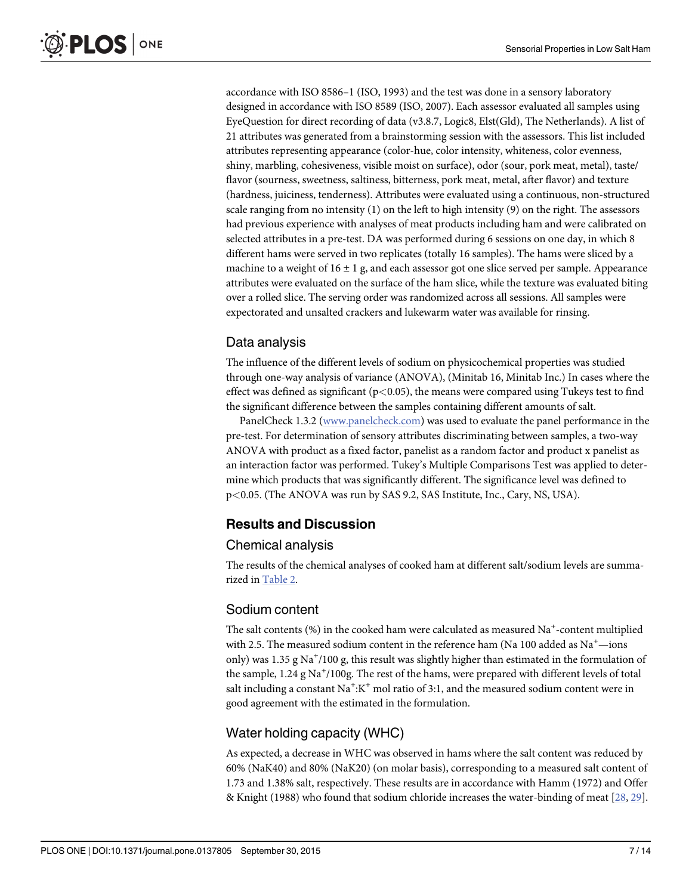accordance with ISO 8586–1 (ISO, 1993) and the test was done in a sensory laboratory designed in accordance with ISO 8589 (ISO, 2007). Each assessor evaluated all samples using EyeQuestion for direct recording of data (v3.8.7, Logic8, Elst(Gld), The Netherlands). A list of 21 attributes was generated from a brainstorming session with the assessors. This list included attributes representing appearance (color-hue, color intensity, whiteness, color evenness, shiny, marbling, cohesiveness, visible moist on surface), odor (sour, pork meat, metal), taste/flavor (sourness, sweetness, saltiness, bitterness, pork meat, metal, after flavor) and texture (hardness, juiciness, tenderness). Attributes were evaluated using a continuous, non-structured scale ranging from no intensity (1) on the left to high intensity (9) on the right. The assessors had previous experience with analyses of meat products including ham and were calibrated on selected attributes in a pre-test. DA was performed during 6 sessions on one day, in which 8 different hams were served in two replicates (totally 16 samples). The hams were sliced by a machine to a weight of $16 \pm 1$ g, and each assessor got one slice served per sample. Appearance attributes were evaluated on the surface of the ham slice, while the texture was evaluated biting over a rolled slice. The serving order was randomized across all sessions. All samples were expectorated and unsalted crackers and lukewarm water was available for rinsing.

## Data analysis

The influence of the different levels of sodium on physicochemical properties was studied through one-way analysis of variance (ANOVA), (Minitab 16, Minitab Inc.) In cases where the effect was defined as significant ($p<0.05$), the means were compared using Tukeys test to find the significant difference between the samples containing different amounts of salt.

PanelCheck 1.3.2 (www.panelcheck.com) was used to evaluate the panel performance in the pre-test. For determination of sensory attributes discriminating between samples, a two-way ANOVA with product as a fixed factor, panelist as a random factor and product x panelist as an interaction factor was performed. Tukey's Multiple Comparisons Test was applied to determine which products that was significantly different. The significance level was defined to $p<0.05$. (The ANOVA was run by SAS 9.2, SAS Institute, Inc., Cary, NS, USA).

# Results and Discussion

## Chemical analysis

The results of the chemical analyses of cooked ham at different salt/sodium levels are summarized in Table 2.

## Sodium content

The salt contents (%) in the cooked ham were calculated as measured $Na^+$-content multiplied with 2.5. The measured sodium content in the reference ham (Na 100 added as $Na^+$—ions only) was 1.35 g $Na^+$/100 g, this result was slightly higher than estimated in the formulation of the sample, 1.24 g $Na^+$/100g. The rest of the hams, were prepared with different levels of total salt including a constant $Na^+$:$K^+$ mol ratio of 3:1, and the measured sodium content were in good agreement with the estimated in the formulation.

## Water holding capacity (WHC)

As expected, a decrease in WHC was observed in hams where the salt content was reduced by 60% (NaK40) and 80% (NaK20) (on molar basis), corresponding to a measured salt content of 1.73 and 1.38% salt, respectively. These results are in accordance with Hamm (1972) and Offer & Knight (1988) who found that sodium chloride increases the water-binding of meat [28, 29].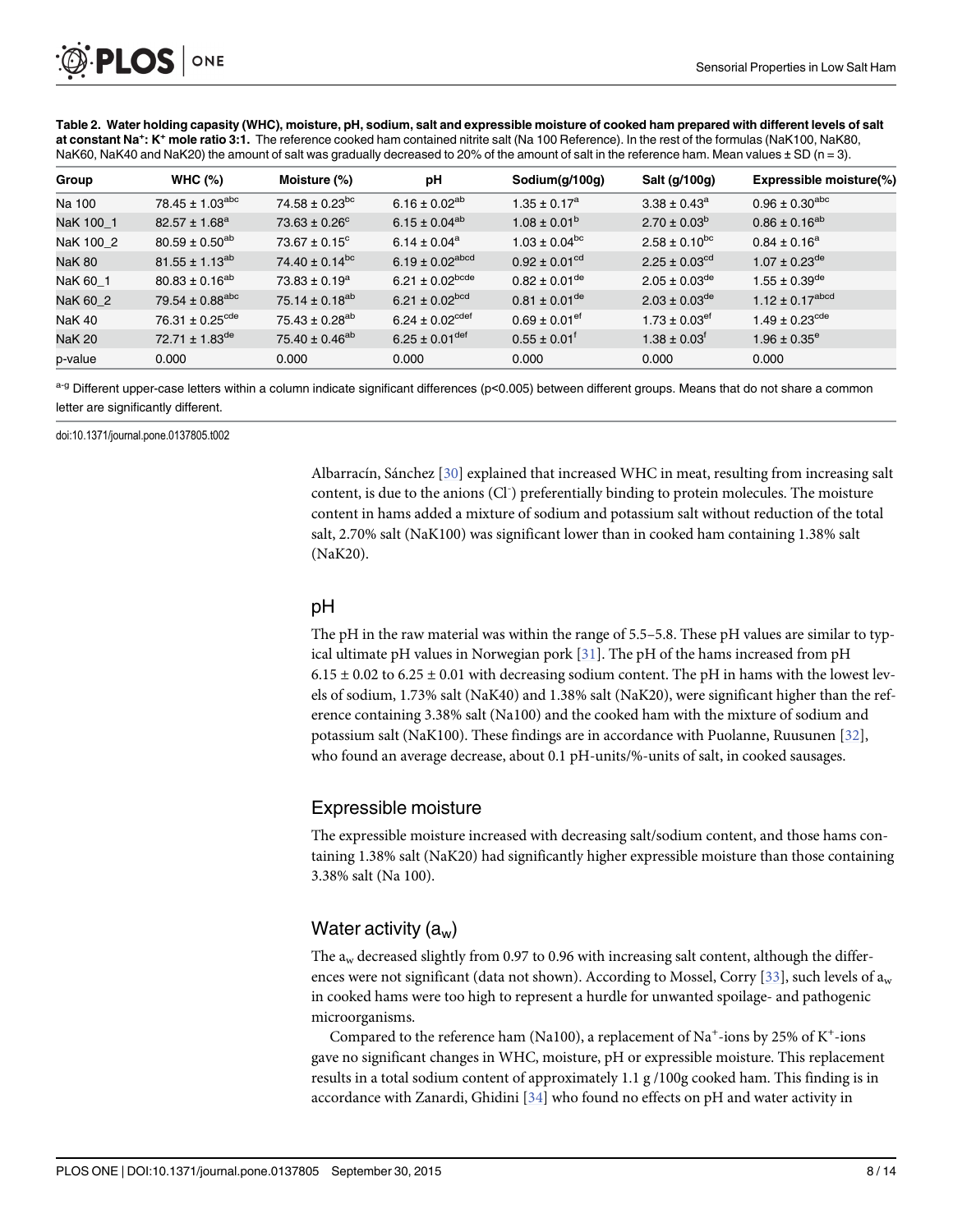**Table 2. Water holding capasity (WHC), moisture, pH, sodium, salt and expressible moisture of cooked ham prepared with different levels of salt at constant $Na^{+}$: $K^{+}$ mole ratio 3:1.** The reference cooked ham contained nitrite salt (Na 100 Reference). In the rest of the formulas (NaK100, NaK80, NaK60, NaK40 and NaK20) the amount of salt was gradually decreased to 20% of the amount of salt in the reference ham. Mean values ± SD (n = 3).

| Group | WHC (%) | Moisture (%) | pH | Sodium(g/100g) | Salt (g/100g) | Expressible moisture(%) |
|---|---|---|---|---|---|---|
| Na 100 | $78.45 \pm 1.03^{abc}$ | $74.58 \pm 0.23^{bc}$ | $6.16 \pm 0.02^{ab}$ | $1.35 \pm 0.17^{a}$ | $3.38 \pm 0.43^{a}$ | $0.96 \pm 0.30^{abc}$ |
| NaK 100_1 | $82.57 \pm 1.68^{a}$ | $73.63 \pm 0.26^{c}$ | $6.15 \pm 0.04^{ab}$ | $1.08 \pm 0.01^{b}$ | $2.70 \pm 0.03^{b}$ | $0.86 \pm 0.16^{ab}$ |
| NaK 100_2 | $80.59 \pm 0.50^{ab}$ | $73.67 \pm 0.15^{c}$ | $6.14 \pm 0.04^{a}$ | $1.03 \pm 0.04^{bc}$ | $2.58 \pm 0.10^{bc}$ | $0.84 \pm 0.16^{a}$ |
| NaK 80 | $81.55 \pm 1.13^{ab}$ | $74.40 \pm 0.14^{bc}$ | $6.19 \pm 0.02^{abcd}$ | $0.92 \pm 0.01^{cd}$ | $2.25 \pm 0.03^{cd}$ | $1.07 \pm 0.23^{de}$ |
| NaK 60_1 | $80.83 \pm 0.16^{ab}$ | $73.83 \pm 0.19^{a}$ | $6.21 \pm 0.02^{bcde}$ | $0.82 \pm 0.01^{de}$ | $2.05 \pm 0.03^{de}$ | $1.55 \pm 0.39^{de}$ |
| NaK 60_2 | $79.54 \pm 0.88^{abc}$ | $75.14 \pm 0.18^{ab}$ | $6.21 \pm 0.02^{bcd}$ | $0.81 \pm 0.01^{de}$ | $2.03 \pm 0.03^{de}$ | $1.12 \pm 0.17^{abcd}$ |
| NaK 40 | $76.31 \pm 0.25^{cde}$ | $75.43 \pm 0.28^{ab}$ | $6.24 \pm 0.02^{cdef}$ | $0.69 \pm 0.01^{ef}$ | $1.73 \pm 0.03^{ef}$ | $1.49 \pm 0.23^{cde}$ |
| NaK 20 | $72.71 \pm 1.83^{de}$ | $75.40 \pm 0.46^{ab}$ | $6.25 \pm 0.01^{def}$ | $0.55 \pm 0.01^{f}$ | $1.38 \pm 0.03^{f}$ | $1.96 \pm 0.35^{e}$ |
| p-value | 0.000 | 0.000 | 0.000 | 0.000 | 0.000 | 0.000 |

a-g Different upper-case letters within a column indicate significant differences (p<0.005) between different groups. Means that do not share a common letter are significantly different.

doi:10.1371/journal.pone.0137805.t002

Albarracín, Sánchez [30] explained that increased WHC in meat, resulting from increasing salt content, is due to the anions ($Cl^{-}$) preferentially binding to protein molecules. The moisture content in hams added a mixture of sodium and potassium salt without reduction of the total salt, 2.70% salt (NaK100) was significant lower than in cooked ham containing 1.38% salt (NaK20).

## pH

The pH in the raw material was within the range of 5.5–5.8. These pH values are similar to typical ultimate pH values in Norwegian pork [31]. The pH of the hams increased from pH 6.15 ± 0.02 to 6.25 ± 0.01 with decreasing sodium content. The pH in hams with the lowest levels of sodium, 1.73% salt (NaK40) and 1.38% salt (NaK20), were significant higher than the reference containing 3.38% salt (Na100) and the cooked ham with the mixture of sodium and potassium salt (NaK100). These findings are in accordance with Puolanne, Ruusunen [32], who found an average decrease, about 0.1 pH-units/%-units of salt, in cooked sausages.

## Expressible moisture

The expressible moisture increased with decreasing salt/sodium content, and those hams containing 1.38% salt (NaK20) had significantly higher expressible moisture than those containing 3.38% salt (Na 100).

## Water activity ($a_w$)

The $a_w$ decreased slightly from 0.97 to 0.96 with increasing salt content, although the differences were not significant (data not shown). According to Mossel, Corry [33], such levels of $a_w$ in cooked hams were too high to represent a hurdle for unwanted spoilage- and pathogenic microorganisms.

Compared to the reference ham (Na100), a replacement of $Na^{+}$-ions by 25% of $K^{+}$-ions gave no significant changes in WHC, moisture, pH or expressible moisture. This replacement results in a total sodium content of approximately 1.1 g /100g cooked ham. This finding is in accordance with Zanardi, Ghidini [34] who found no effects on pH and water activity in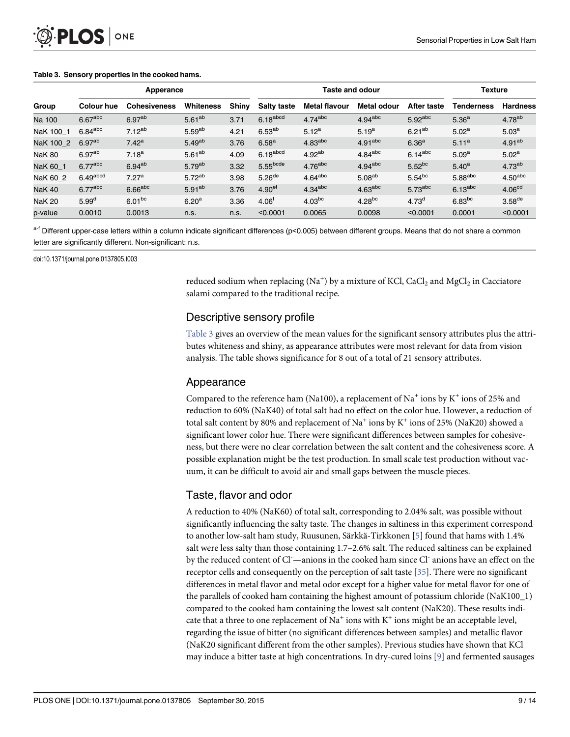**Table 3. Sensory properties in the cooked hams.**

| Group | Apperance | | | | Taste and odour | | | | Texture | |
|---|---|---|---|---|---|---|---|---|---|---|
| | Colour hue | Cohesiveness | Whiteness | Shiny | Salty taste | Metal flavour | Metal odour | After taste | Tenderness | Hardness |
| Na 100 | 6.67[abc] | 6.97[ab] | 5.61[ab] | 3.71 | 6.18[abcd] | 4.74[abc] | 4.94[abc] | 5.92[abc] | 5.36[a] | 4.78[ab] |
| NaK 100_1 | 6.84[abc] | 7.12[ab] | 5.59[ab] | 4.21 | 6.53[ab] | 5.12[a] | 5.19[a] | 6.21[ab] | 5.02[a] | 5.03[a] |
| NaK 100_2 | 6.97[ab] | 7.42[a] | 5.49[ab] | 3.76 | 6.58[a] | 4.83[abc] | 4.91[abc] | 6.36[a] | 5.11[a] | 4.91[ab] |
| NaK 80 | 6.97[ab] | 7.18[a] | 5.61[ab] | 4.09 | 6.18[abcd] | 4.92[ab] | 4.84[abc] | 6.14[abc] | 5.09[a] | 5.02[a] |
| NaK 60_1 | 6.77[abc] | 6.94[ab] | 5.79[ab] | 3.32 | 5.55[bcde] | 4.76[abc] | 4.94[abc] | 5.52[bc] | 5.40[a] | 4.73[ab] |
| NaK 60_2 | 6.49[abcd] | 7.27[a] | 5.72[ab] | 3.98 | 5.26[de] | 4.64[abc] | 5.08[ab] | 5.54[bc] | 5.88[abc] | 4.50[abc] |
| NaK 40 | 6.77[abc] | 6.66[abc] | 5.91[ab] | 3.76 | 4.90[ef] | 4.34[abc] | 4.63[abc] | 5.73[abc] | 6.13[abc] | 4.06[cd] |
| NaK 20 | 5.99[d] | 6.01[bc] | 6.20[a] | 3.36 | 4.06[f] | 4.03[bc] | 4.28[bc] | 4.73[d] | 6.83[bc] | 3.58[de] |
| p-value | 0.0010 | 0.0013 | n.s. | n.s. | <0.0001 | 0.0065 | 0.0098 | <0.0001 | 0.0001 | <0.0001 |

[a-f] Different upper-case letters within a column indicate significant differences (p<0.005) between different groups. Means that do not share a common letter are significantly different. Non-significant: n.s.

doi:10.1371/journal.pone.0137805.t003

reduced sodium when replacing ($Na^+$) by a mixture of KCl, $CaCl_2$ and $MgCl_2$ in Cacciatore salami compared to the traditional recipe.

## Descriptive sensory profile

Table 3 gives an overview of the mean values for the significant sensory attributes plus the attributes whiteness and shiny, as appearance attributes were most relevant for data from vision analysis. The table shows significance for 8 out of a total of 21 sensory attributes.

## Appearance

Compared to the reference ham (Na100), a replacement of $Na^+$ ions by $K^+$ ions of 25% and reduction to 60% (NaK40) of total salt had no effect on the color hue. However, a reduction of total salt content by 80% and replacement of $Na^+$ ions by $K^+$ ions of 25% (NaK20) showed a significant lower color hue. There were significant differences between samples for cohesiveness, but there were no clear correlation between the salt content and the cohesiveness score. A possible explanation might be the test production. In small scale test production without vacuum, it can be difficult to avoid air and small gaps between the muscle pieces.

## Taste, flavor and odor

A reduction to 40% (NaK60) of total salt, corresponding to 2.04% salt, was possible without significantly influencing the salty taste. The changes in saltiness in this experiment correspond to another low-salt ham study, Ruusunen, Särkkä-Tirkkonen [5] found that hams with 1.4% salt were less salty than those containing 1.7–2.6% salt. The reduced saltiness can be explained by the reduced content of $Cl^-$—anions in the cooked ham since $Cl^-$ anions have an effect on the receptor cells and consequently on the perception of salt taste [35]. There were no significant differences in metal flavor and metal odor except for a higher value for metal flavor for one of the parallels of cooked ham containing the highest amount of potassium chloride (NaK100_1) compared to the cooked ham containing the lowest salt content (NaK20). These results indicate that a three to one replacement of $Na^+$ ions with $K^+$ ions might be an acceptable level, regarding the issue of bitter (no significant differences between samples) and metallic flavor (NaK20 significant different from the other samples). Previous studies have shown that KCl may induce a bitter taste at high concentrations. In dry-cured loins [9] and fermented sausages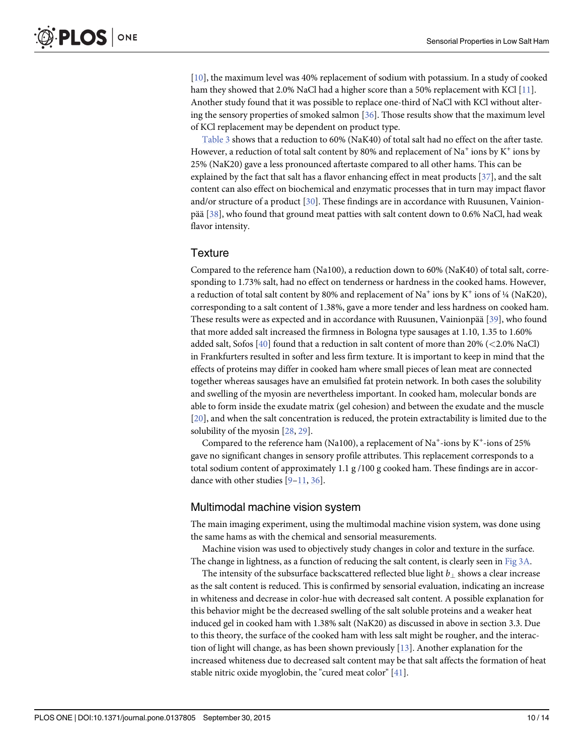[10], the maximum level was 40% replacement of sodium with potassium. In a study of cooked ham they showed that 2.0% NaCl had a higher score than a 50% replacement with KCl [11]. Another study found that it was possible to replace one-third of NaCl with KCl without altering the sensory properties of smoked salmon [36]. Those results show that the maximum level of KCl replacement may be dependent on product type.

Table 3 shows that a reduction to 60% (NaK40) of total salt had no effect on the after taste. However, a reduction of total salt content by 80% and replacement of $Na^+$ ions by $K^+$ ions by 25% (NaK20) gave a less pronounced aftertaste compared to all other hams. This can be explained by the fact that salt has a flavor enhancing effect in meat products [37], and the salt content can also effect on biochemical and enzymatic processes that in turn may impact flavor and/or structure of a product [30]. These findings are in accordance with Ruusunen, Vainionpää [38], who found that ground meat patties with salt content down to 0.6% NaCl, had weak flavor intensity.

## Texture

Compared to the reference ham (Na100), a reduction down to 60% (NaK40) of total salt, corresponding to 1.73% salt, had no effect on tenderness or hardness in the cooked hams. However, a reduction of total salt content by 80% and replacement of $Na^+$ ions by $K^+$ ions of ¼ (NaK20), corresponding to a salt content of 1.38%, gave a more tender and less hardness on cooked ham. These results were as expected and in accordance with Ruusunen, Vainionpää [39], who found that more added salt increased the firmness in Bologna type sausages at 1.10, 1.35 to 1.60% added salt, Sofos [40] found that a reduction in salt content of more than 20% (<2.0% NaCl) in Frankfurters resulted in softer and less firm texture. It is important to keep in mind that the effects of proteins may differ in cooked ham where small pieces of lean meat are connected together whereas sausages have an emulsified fat protein network. In both cases the solubility and swelling of the myosin are nevertheless important. In cooked ham, molecular bonds are able to form inside the exudate matrix (gel cohesion) and between the exudate and the muscle [20], and when the salt concentration is reduced, the protein extractability is limited due to the solubility of the myosin [28, 29].

Compared to the reference ham (Na100), a replacement of $Na^+$-ions by $K^+$-ions of 25% gave no significant changes in sensory profile attributes. This replacement corresponds to a total sodium content of approximately 1.1 g /100 g cooked ham. These findings are in accordance with other studies [9–11, 36].

## Multimodal machine vision system

The main imaging experiment, using the multimodal machine vision system, was done using the same hams as with the chemical and sensorial measurements.

Machine vision was used to objectively study changes in color and texture in the surface. The change in lightness, as a function of reducing the salt content, is clearly seen in Fig 3A.

The intensity of the subsurface backscattered reflected blue light $b_{\perp}$ shows a clear increase as the salt content is reduced. This is confirmed by sensorial evaluation, indicating an increase in whiteness and decrease in color-hue with decreased salt content. A possible explanation for this behavior might be the decreased swelling of the salt soluble proteins and a weaker heat induced gel in cooked ham with 1.38% salt (NaK20) as discussed in above in section 3.3. Due to this theory, the surface of the cooked ham with less salt might be rougher, and the interaction of light will change, as has been shown previously [13]. Another explanation for the increased whiteness due to decreased salt content may be that salt affects the formation of heat stable nitric oxide myoglobin, the "cured meat color" [41].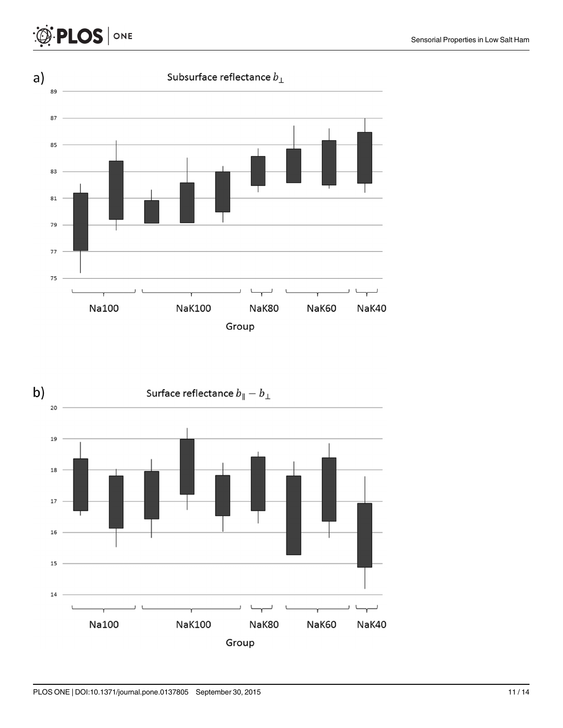a)

Subsurface reflectance $b_{\perp}$

b)

Surface reflectance $b_{\parallel} - b_{\perp}$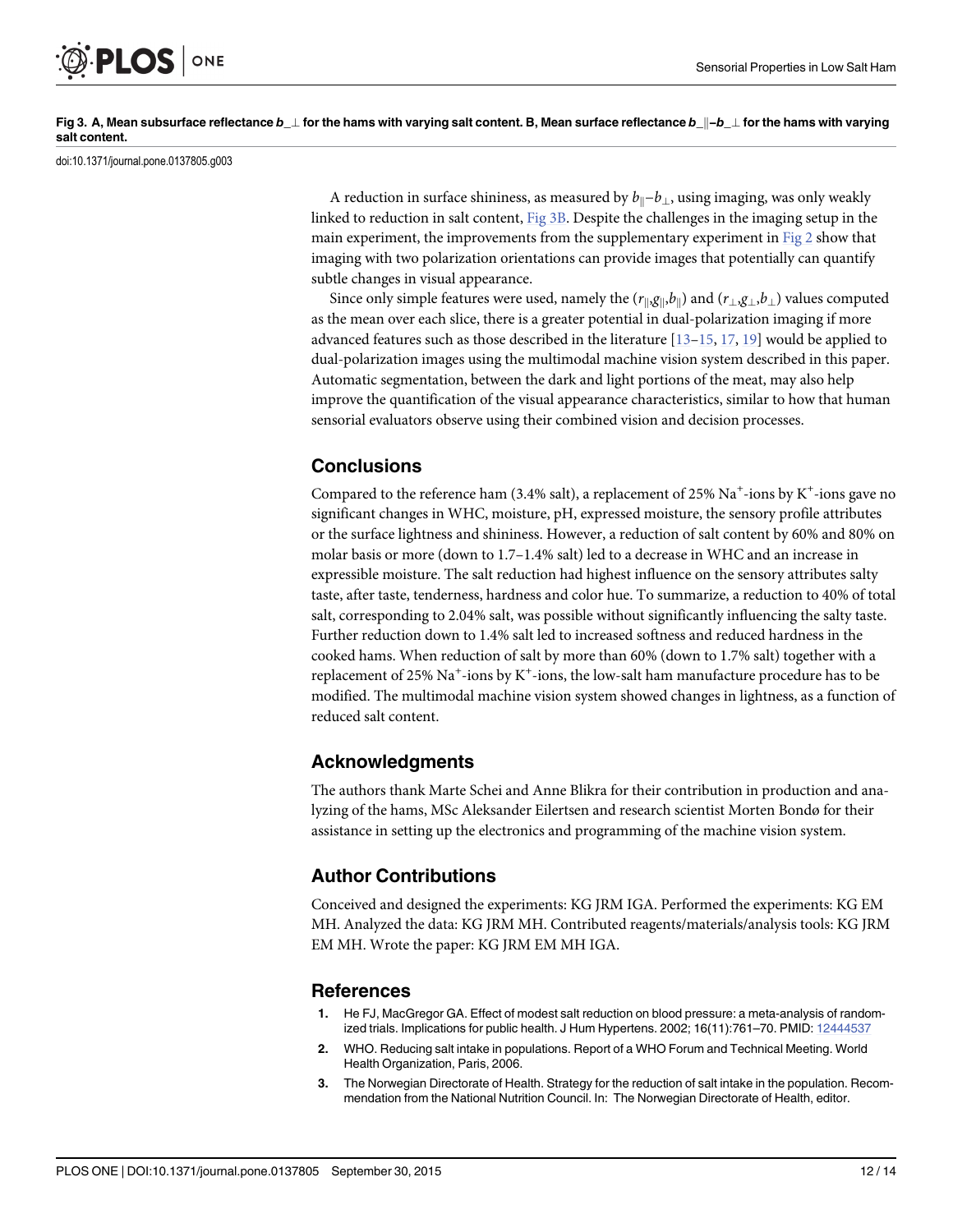**Fig 3. A, Mean subsurface reflectance $b_\perp$ for the hams with varying salt content. B, Mean surface reflectance $b_\parallel - b_\perp$ for the hams with varying salt content.**

doi:10.1371/journal.pone.0137805.g003

A reduction in surface shininess, as measured by $b_\parallel - b_\perp$, using imaging, was only weakly linked to reduction in salt content, Fig 3B. Despite the challenges in the imaging setup in the main experiment, the improvements from the supplementary experiment in Fig 2 show that imaging with two polarization orientations can provide images that potentially can quantify subtle changes in visual appearance.

Since only simple features were used, namely the $(r_\parallel, g_\parallel, b_\parallel)$ and $(r_\perp, g_\perp, b_\perp)$ values computed as the mean over each slice, there is a greater potential in dual-polarization imaging if more advanced features such as those described in the literature [13–15, 17, 19] would be applied to dual-polarization images using the multimodal machine vision system described in this paper. Automatic segmentation, between the dark and light portions of the meat, may also help improve the quantification of the visual appearance characteristics, similar to how that human sensorial evaluators observe using their combined vision and decision processes.

## Conclusions

Compared to the reference ham (3.4% salt), a replacement of 25% $Na^+$-ions by $K^+$-ions gave no significant changes in WHC, moisture, pH, expressed moisture, the sensory profile attributes or the surface lightness and shininess. However, a reduction of salt content by 60% and 80% on molar basis or more (down to 1.7–1.4% salt) led to a decrease in WHC and an increase in expressible moisture. The salt reduction had highest influence on the sensory attributes salty taste, after taste, tenderness, hardness and color hue. To summarize, a reduction to 40% of total salt, corresponding to 2.04% salt, was possible without significantly influencing the salty taste. Further reduction down to 1.4% salt led to increased softness and reduced hardness in the cooked hams. When reduction of salt by more than 60% (down to 1.7% salt) together with a replacement of 25% $Na^+$-ions by $K^+$-ions, the low-salt ham manufacture procedure has to be modified. The multimodal machine vision system showed changes in lightness, as a function of reduced salt content.

## Acknowledgments

The authors thank Marte Schei and Anne Blikra for their contribution in production and analyzing of the hams, MSc Aleksander Eilertsen and research scientist Morten Bondø for their assistance in setting up the electronics and programming of the machine vision system.

## Author Contributions

Conceived and designed the experiments: KG JRM IGA. Performed the experiments: KG EM MH. Analyzed the data: KG JRM MH. Contributed reagents/materials/analysis tools: KG JRM EM MH. Wrote the paper: KG JRM EM MH IGA.

## References

1. He FJ, MacGregor GA. Effect of modest salt reduction on blood pressure: a meta-analysis of randomized trials. Implications for public health. J Hum Hypertens. 2002; 16(11):761–70. PMID: 12444537
2. WHO. Reducing salt intake in populations. Report of a WHO Forum and Technical Meeting. World Health Organization, Paris, 2006.
3. The Norwegian Directorate of Health. Strategy for the reduction of salt intake in the population. Recommendation from the National Nutrition Council. In: The Norwegian Directorate of Health, editor.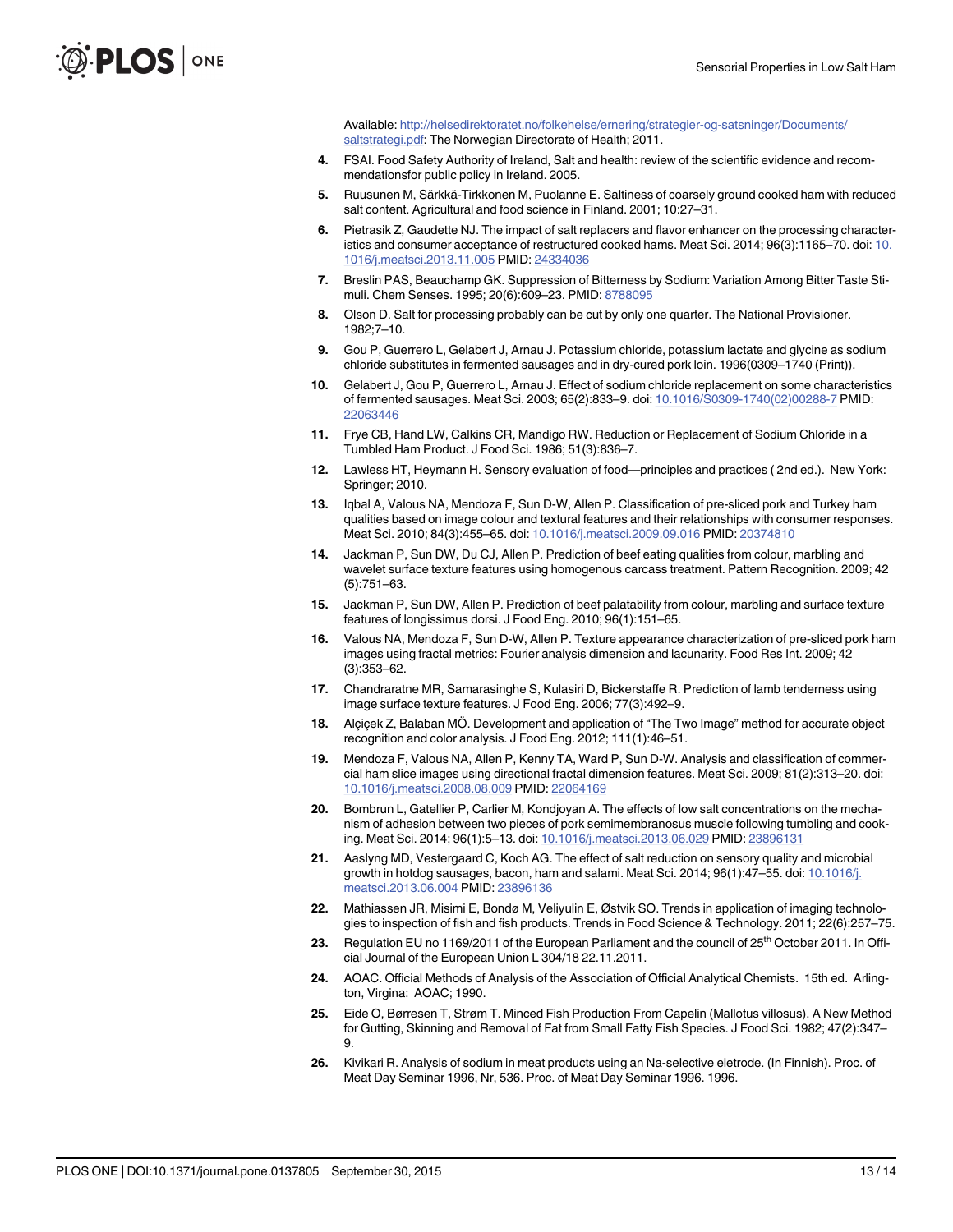Available: http://helsedirektoratet.no/folkehelse/ernering/strategier-og-satsninger/Documents/saltstrategi.pdf: The Norwegian Directorate of Health; 2011.

4. FSAI. Food Safety Authority of Ireland, Salt and health: review of the scientific evidence and recommendationsfor public policy in Ireland. 2005.
5. Ruusunen M, Särkkä-Tirkkonen M, Puolanne E. Saltiness of coarsely ground cooked ham with reduced salt content. Agricultural and food science in Finland. 2001; 10:27–31.
6. Pietrasik Z, Gaudette NJ. The impact of salt replacers and flavor enhancer on the processing characteristics and consumer acceptance of restructured cooked hams. Meat Sci. 2014; 96(3):1165–70. doi: 10.1016/j.meatsci.2013.11.005 PMID: 24334036
7. Breslin PAS, Beauchamp GK. Suppression of Bitterness by Sodium: Variation Among Bitter Taste Stimuli. Chem Senses. 1995; 20(6):609–23. PMID: 8788095
8. Olson D. Salt for processing probably can be cut by only one quarter. The National Provisioner. 1982;7–10.
9. Gou P, Guerrero L, Gelabert J, Arnau J. Potassium chloride, potassium lactate and glycine as sodium chloride substitutes in fermented sausages and in dry-cured pork loin. 1996(0309–1740 (Print)).
10. Gelabert J, Gou P, Guerrero L, Arnau J. Effect of sodium chloride replacement on some characteristics of fermented sausages. Meat Sci. 2003; 65(2):833–9. doi: 10.1016/S0309-1740(02)00288-7 PMID: 22063446
11. Frye CB, Hand LW, Calkins CR, Mandigo RW. Reduction or Replacement of Sodium Chloride in a Tumbled Ham Product. J Food Sci. 1986; 51(3):836–7.
12. Lawless HT, Heymann H. Sensory evaluation of food—principles and practices ( 2nd ed.). New York: Springer; 2010.
13. Iqbal A, Valous NA, Mendoza F, Sun D-W, Allen P. Classification of pre-sliced pork and Turkey ham qualities based on image colour and textural features and their relationships with consumer responses. Meat Sci. 2010; 84(3):455–65. doi: 10.1016/j.meatsci.2009.09.016 PMID: 20374810
14. Jackman P, Sun DW, Du CJ, Allen P. Prediction of beef eating qualities from colour, marbling and wavelet surface texture features using homogenous carcass treatment. Pattern Recognition. 2009; 42 (5):751–63.
15. Jackman P, Sun DW, Allen P. Prediction of beef palatability from colour, marbling and surface texture features of longissimus dorsi. J Food Eng. 2010; 96(1):151–65.
16. Valous NA, Mendoza F, Sun D-W, Allen P. Texture appearance characterization of pre-sliced pork ham images using fractal metrics: Fourier analysis dimension and lacunarity. Food Res Int. 2009; 42 (3):353–62.
17. Chandraratne MR, Samarasinghe S, Kulasiri D, Bickerstaffe R. Prediction of lamb tenderness using image surface texture features. J Food Eng. 2006; 77(3):492–9.
18. Alçiçek Z, Balaban MÖ. Development and application of "The Two Image" method for accurate object recognition and color analysis. J Food Eng. 2012; 111(1):46–51.
19. Mendoza F, Valous NA, Allen P, Kenny TA, Ward P, Sun D-W. Analysis and classification of commercial ham slice images using directional fractal dimension features. Meat Sci. 2009; 81(2):313–20. doi: 10.1016/j.meatsci.2008.08.009 PMID: 22064169
20. Bombrun L, Gatellier P, Carlier M, Kondjoyan A. The effects of low salt concentrations on the mechanism of adhesion between two pieces of pork semimembranosus muscle following tumbling and cooking. Meat Sci. 2014; 96(1):5–13. doi: 10.1016/j.meatsci.2013.06.029 PMID: 23896131
21. Aaslyng MD, Vestergaard C, Koch AG. The effect of salt reduction on sensory quality and microbial growth in hotdog sausages, bacon, ham and salami. Meat Sci. 2014; 96(1):47–55. doi: 10.1016/j.meatsci.2013.06.004 PMID: 23896136
22. Mathiassen JR, Misimi E, Bondø M, Veliyulin E, Østvik SO. Trends in application of imaging technologies to inspection of fish and fish products. Trends in Food Science & Technology. 2011; 22(6):257–75.
23. Regulation EU no 1169/2011 of the European Parliament and the council of 25th October 2011. In Official Journal of the European Union L 304/18 22.11.2011.
24. AOAC. Official Methods of Analysis of the Association of Official Analytical Chemists. 15th ed. Arlington, Virgina: AOAC; 1990.
25. Eide O, Børresen T, Strøm T. Minced Fish Production From Capelin (Mallotus villosus). A New Method for Gutting, Skinning and Removal of Fat from Small Fatty Fish Species. J Food Sci. 1982; 47(2):347–9.
26. Kivikari R. Analysis of sodium in meat products using an Na-selective eletrode. (In Finnish). Proc. of Meat Day Seminar 1996, Nr, 536. Proc. of Meat Day Seminar 1996. 1996.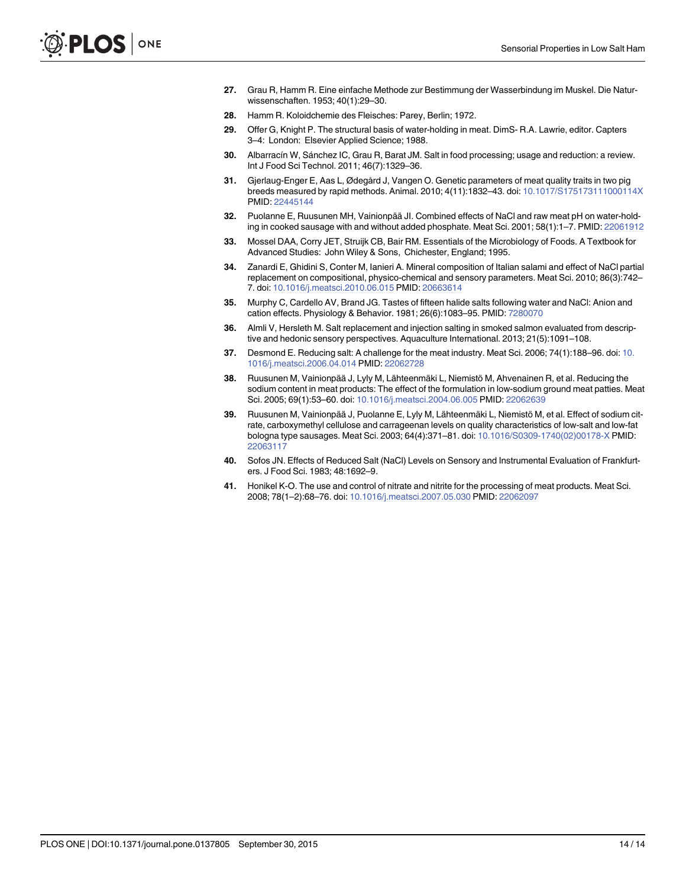27. Grau R, Hamm R. Eine einfache Methode zur Bestimmung der Wasserbindung im Muskel. Die Naturwissenschaften. 1953; 40(1):29–30.
28. Hamm R. Koloidchemie des Fleisches: Parey, Berlin; 1972.
29. Offer G, Knight P. The structural basis of water-holding in meat. DimS- R.A. Lawrie, editor. Capters 3–4: London: Elsevier Applied Science; 1988.
30. Albarracín W, Sánchez IC, Grau R, Barat JM. Salt in food processing; usage and reduction: a review. Int J Food Sci Technol. 2011; 46(7):1329–36.
31. Gjerlaug-Enger E, Aas L, Ødegård J, Vangen O. Genetic parameters of meat quality traits in two pig breeds measured by rapid methods. Animal. 2010; 4(11):1832–43. doi: 10.1017/S175173111000114X PMID: 22445144
32. Puolanne E, Ruusunen MH, Vainionpää JI. Combined effects of NaCl and raw meat pH on water-holding in cooked sausage with and without added phosphate. Meat Sci. 2001; 58(1):1–7. PMID: 22061912
33. Mossel DAA, Corry JET, Struijk CB, Bair RM. Essentials of the Microbiology of Foods. A Textbook for Advanced Studies: John Wiley & Sons, Chichester, England; 1995.
34. Zanardi E, Ghidini S, Conter M, Ianieri A. Mineral composition of Italian salami and effect of NaCl partial replacement on compositional, physico-chemical and sensory parameters. Meat Sci. 2010; 86(3):742–7. doi: 10.1016/j.meatsci.2010.06.015 PMID: 20663614
35. Murphy C, Cardello AV, Brand JG. Tastes of fifteen halide salts following water and NaCl: Anion and cation effects. Physiology & Behavior. 1981; 26(6):1083–95. PMID: 7280070
36. Almli V, Hersleth M. Salt replacement and injection salting in smoked salmon evaluated from descriptive and hedonic sensory perspectives. Aquaculture International. 2013; 21(5):1091–108.
37. Desmond E. Reducing salt: A challenge for the meat industry. Meat Sci. 2006; 74(1):188–96. doi: 10.1016/j.meatsci.2006.04.014 PMID: 22062728
38. Ruusunen M, Vainionpää J, Lyly M, Lähteenmäki L, Niemistö M, Ahvenainen R, et al. Reducing the sodium content in meat products: The effect of the formulation in low-sodium ground meat patties. Meat Sci. 2005; 69(1):53–60. doi: 10.1016/j.meatsci.2004.06.005 PMID: 22062639
39. Ruusunen M, Vainionpää J, Puolanne E, Lyly M, Lähteenmäki L, Niemistö M, et al. Effect of sodium citrate, carboxymethyl cellulose and carrageenan levels on quality characteristics of low-salt and low-fat bologna type sausages. Meat Sci. 2003; 64(4):371–81. doi: 10.1016/S0309-1740(02)00178-X PMID: 22063117
40. Sofos JN. Effects of Reduced Salt (NaCl) Levels on Sensory and Instrumental Evaluation of Frankfurters. J Food Sci. 1983; 48:1692–9.
41. Honikel K-O. The use and control of nitrate and nitrite for the processing of meat products. Meat Sci. 2008; 78(1–2):68–76. doi: 10.1016/j.meatsci.2007.05.030 PMID: 22062097